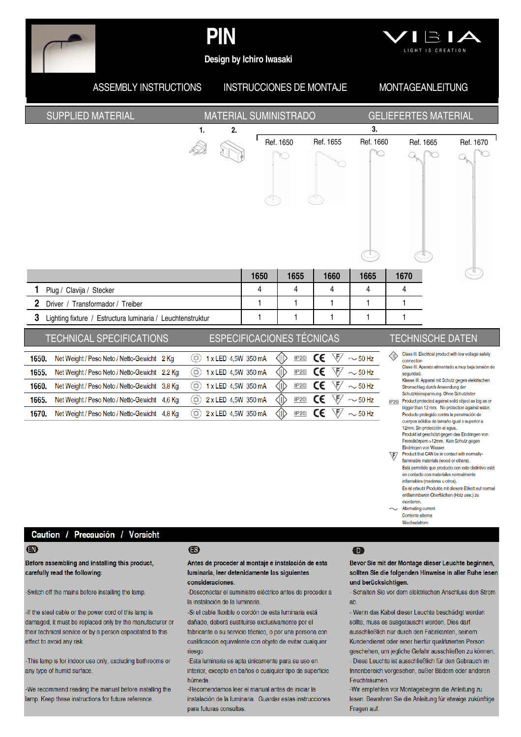# PIN

**Design by Ichiro Iwasaki**

VIBIA
LIGHT IS CREATION

## ASSEMBLY INSTRUCTIONS / INSTRUCCIONES DE MONTAJE / MONTAGEANLEITUNG

## SUPPLIED MATERIAL / MATERIAL SUMINISTRADO / GELIEFERTES MATERIAL

1. 2. 3.

Ref. 1650 · Ref. 1655 · Ref. 1660 · Ref. 1665 · Ref. 1670

| | 1650 | 1655 | 1660 | 1665 | 1670 |
|---|---|---|---|---|---|
| **1** Plug / Clavija / Stecker | 4 | 4 | 4 | 4 | 4 |
| **2** Driver / Transformador / Treiber | 1 | 1 | 1 | 1 | 1 |
| **3** Lighting fixture / Estructura luminaria / Leuchtenstruktur | 1 | 1 | 1 | 1 | 1 |

## TECHNICAL SPECIFICATIONS / ESPECIFICACIONES TÉCNICAS / TECHNISCHE DATEN

| | | | | | | |
|---|---|---|---|---|---|---|
| **1650.** | Net Weight / Peso Neto / Netto-Gewicht 2 Kg | 1 x LED 4,5W 350 mA | IP20 | CE | F | ~ 50 Hz |
| **1655.** | Net Weight / Peso Neto / Netto-Gewicht 2,2 Kg | 1 x LED 4,5W 350 mA | IP20 | CE | F | ~ 50 Hz |
| **1660.** | Net Weight / Peso Neto / Netto-Gewicht 3,8 Kg | 1 x LED 4,5W 350 mA | IP20 | CE | F | ~ 50 Hz |
| **1665.** | Net Weight / Peso Neto / Netto-Gewicht 4,6 Kg | 2 x LED 4,5W 350 mA | IP20 | CE | F | ~ 50 Hz |
| **1670.** | Net Weight / Peso Neto / Netto-Gewicht 4,8 Kg | 2 x LED 4,5W 350 mA | IP20 | CE | F | ~ 50 Hz |

Class III. Electrical product with low voltage safety connection
Clase III. Aparato alimentado a muy baja tensión de seguridad.
Klasse III: Apparat mit Schutz gegen elektrischen Stromschlag durch Anwendung der Schutzkleinspannung. Ohne Schutzleiter

IP20 Product protected against solid object as big as or bigger than 12 mm. No protection against water.
Producto protegido contra la penetración de cuerpos sólidos de tamaño igual o superior a 12mm. Sin protección al agua.
Produkt ist geschützt gegen das Eindringen von Fremdkörpern >12mm. Kein Schutz gegen Eindringen von Wasser.

F Product that CAN be in contact with normally-flammable materials (wood or others).
Está permitido que producto con este distintivo esté en contacto con materiales normalmente inflamables (maderas u otros).
Es ist erlaubt Produkte mit diesem Etikett auf normal entflammbaren Oberflächen (Holz usw.) zu montieren.

~ Alternating current
Corriente alterna
Wechselstrom

## Caution / Precaución / Vorsicht

**EN**

**Before assembling and installing this product, carefully read the following:**

-Switch off the mains before installing the lamp.

-If the steel cable or the power cord of this lamp is damaged, it must be replaced only by the manufacturer or their technical service or by a person capacitated to this effect to avoid any risk.

-This lamp is for indoor use only, excluding bathrooms or any type of humid surface.

-We recommend reading the manual before installing the lamp. Keep these instructions for future reference.

**ES**

**Antes de proceder al montaje e instalación de esta luminaria, leer detenidamente las siguientes consideraciones.**

-Desconectar el suministro eléctrico antes de proceder a la instalación de la luminaria.

-Si el cable flexible o cordón de esta luminaria está dañado, deberá sustituirse exclusivamente por el fabricante o su servicio técnico, o por una persona con cualificación equivalente con objeto de evitar cualquier riesgo

-Esta luminaria es apta únicamente para su uso en interior, excepto en baños o cualquier tipo de superficie húmeda.

-Recomendamos leer el manual antes de iniciar la instalación de la luminaria. Guardar estas instrucciones para futuras consultas.

**D**

**Bevor Sie mit der Montage dieser Leuchte beginnen, sollten Sie die folgenden Hinweise in aller Ruhe lesen und berücksichtigen.**

- Schalten Sie vor dem elektrischen Anschluss den Strom ab.

- Wenn das Kabel dieser Leuchte beschädigt werden sollte, muss es ausgetauscht werden. Dies darf ausschließlich nur durch den Fabrikanten, seinem Kundendienst oder einer hierfür qualifizierten Person geschehen, um jegliche Gefahr ausschließen zu können.

- Diese Leuchte ist ausschließlich für den Gebrauch im Innenbereich vorgesehen, außer Bädern oder anderen Feuchträumen.

-Wir empfehlen vor Montagebeginn die Anleitung zu lesen. Bewahren Sie die Anleitung für etwaige zukünftige Fragen auf.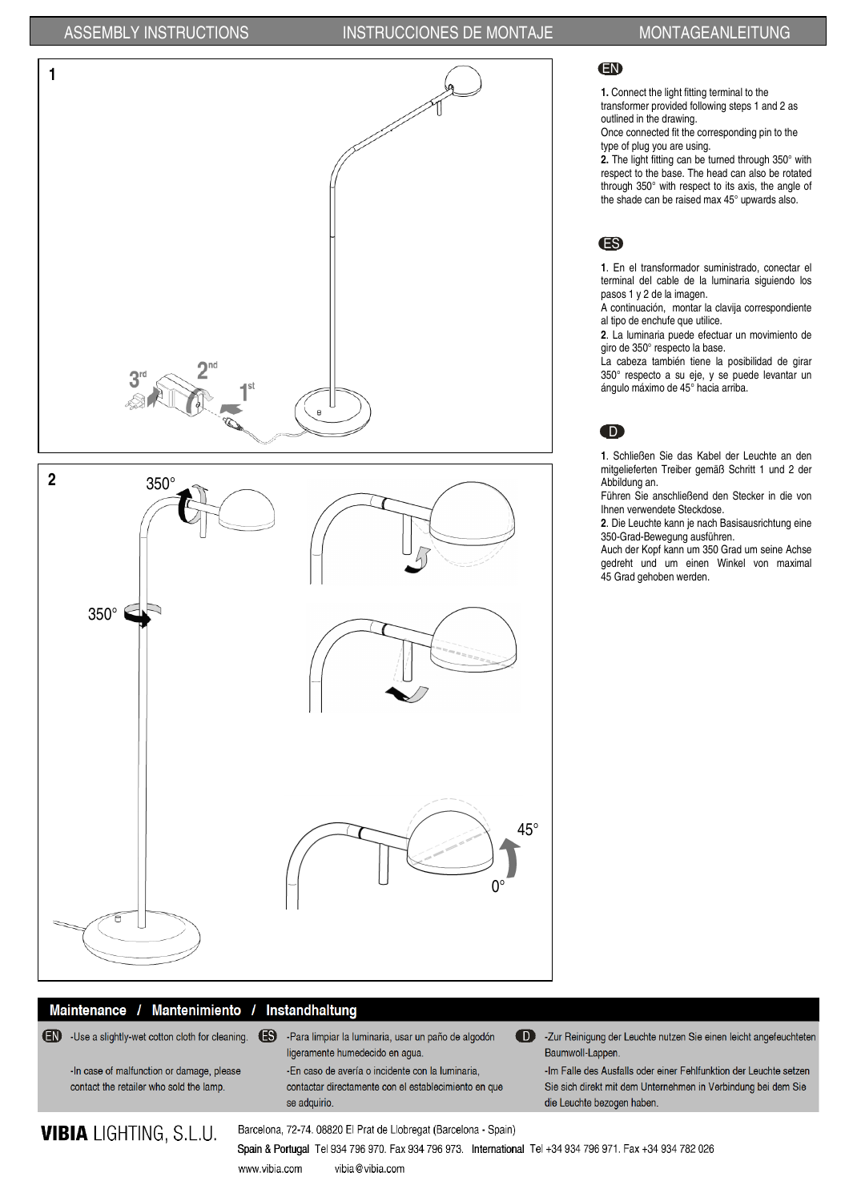# ASSEMBLY INSTRUCTIONS / INSTRUCCIONES DE MONTAJE / MONTAGEANLEITUNG

1

3rd

2nd

1st

2

350°

350°

45°

0°

## EN

**1.** Connect the light fitting terminal to the transformer provided following steps 1 and 2 as outlined in the drawing.
Once connected fit the corresponding pin to the type of plug you are using.
**2.** The light fitting can be turned through 350° with respect to the base. The head can also be rotated through 350° with respect to its axis, the angle of the shade can be raised max 45° upwards also.

## ES

**1**. En el transformador suministrado, conectar el terminal del cable de la luminaria siguiendo los pasos 1 y 2 de la imagen.
A continuación, montar la clavija correspondiente al tipo de enchufe que utilice.
**2**. La luminaria puede efectuar un movimiento de giro de 350° respecto la base.
La cabeza también tiene la posibilidad de girar 350° respecto a su eje, y se puede levantar un ángulo máximo de 45° hacia arriba.

## D

**1**. Schließen Sie das Kabel der Leuchte an den mitgelieferten Treiber gemäß Schritt 1 und 2 der Abbildung an.
Führen Sie anschließend den Stecker in die von Ihnen verwendete Steckdose.
**2**. Die Leuchte kann je nach Basisausrichtung eine 350-Grad-Bewegung ausführen.
Auch der Kopf kann um 350 Grad um seine Achse gedreht und um einen Winkel von maximal 45 Grad gehoben werden.

## Maintenance / Mantenimiento / Instandhaltung

**EN**

-Use a slightly-wet cotton cloth for cleaning.

-In case of malfunction or damage, please contact the retailer who sold the lamp.

**ES**

-Para limpiar la luminaria, usar un paño de algodón ligeramente humedecido en agua.

-En caso de avería o incidente con la luminaria, contactar directamente con el establecimiento en que se adquirio.

**D**

-Zur Reinigung der Leuchte nutzen Sie einen leicht angefeuchteten Baumwoll-Lappen.

-Im Falle des Ausfalls oder einer Fehlfunktion der Leuchte setzen Sie sich direkt mit dem Unternehmen in Verbindung bei dem Sie die Leuchte bezogen haben.

**VIBIA** LIGHTING, S.L.U.

Barcelona, 72-74. 08820 El Prat de Llobregat (Barcelona - Spain)
**Spain & Portugal** Tel 934 796 970. Fax 934 796 973. **International** Tel +34 934 796 971. Fax +34 934 782 026
www.vibia.com vibia@vibia.com